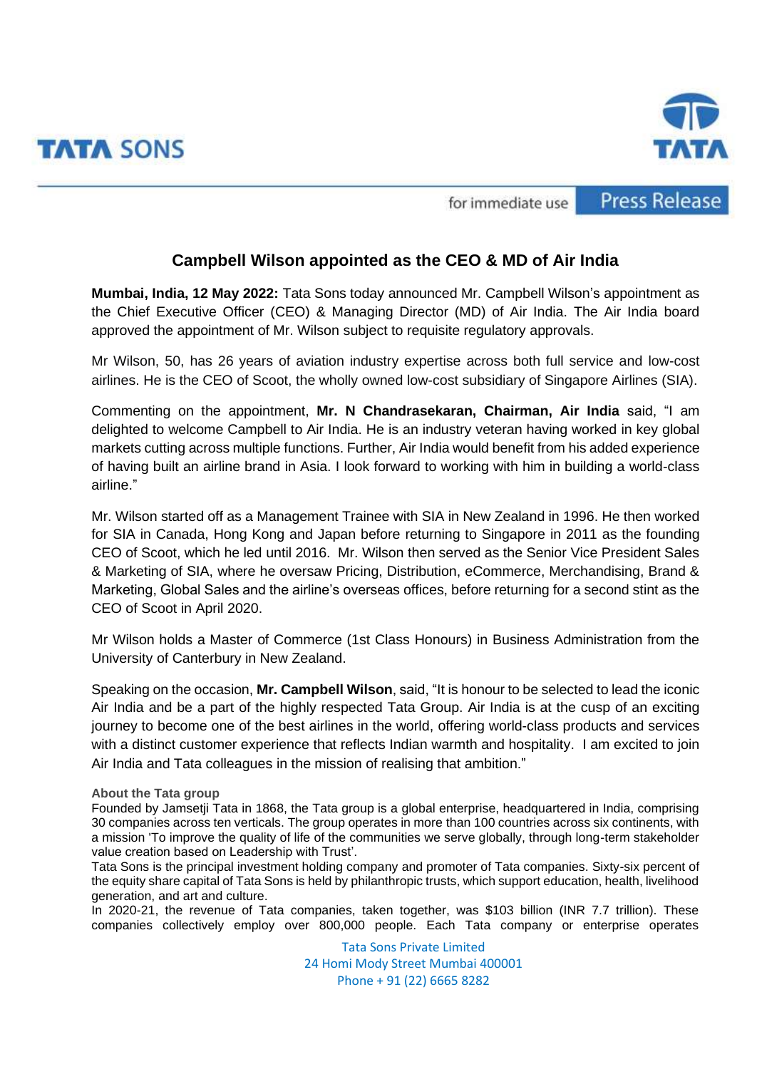**TATA SONS**

for immediate use **Press Release**

# Campbell Wilson appointed as the CEO & MD of Air India

**Mumbai, India, 12 May 2022:** Tata Sons today announced Mr. Campbell Wilson's appointment as the Chief Executive Officer (CEO) & Managing Director (MD) of Air India. The Air India board approved the appointment of Mr. Wilson subject to requisite regulatory approvals.

Mr Wilson, 50, has 26 years of aviation industry expertise across both full service and low-cost airlines. He is the CEO of Scoot, the wholly owned low-cost subsidiary of Singapore Airlines (SIA).

Commenting on the appointment, **Mr. N Chandrasekaran, Chairman, Air India** said, "I am delighted to welcome Campbell to Air India. He is an industry veteran having worked in key global markets cutting across multiple functions. Further, Air India would benefit from his added experience of having built an airline brand in Asia. I look forward to working with him in building a world-class airline."

Mr. Wilson started off as a Management Trainee with SIA in New Zealand in 1996. He then worked for SIA in Canada, Hong Kong and Japan before returning to Singapore in 2011 as the founding CEO of Scoot, which he led until 2016. Mr. Wilson then served as the Senior Vice President Sales & Marketing of SIA, where he oversaw Pricing, Distribution, eCommerce, Merchandising, Brand & Marketing, Global Sales and the airline's overseas offices, before returning for a second stint as the CEO of Scoot in April 2020.

Mr Wilson holds a Master of Commerce (1st Class Honours) in Business Administration from the University of Canterbury in New Zealand.

Speaking on the occasion, **Mr. Campbell Wilson**, said, "It is honour to be selected to lead the iconic Air India and be a part of the highly respected Tata Group. Air India is at the cusp of an exciting journey to become one of the best airlines in the world, offering world-class products and services with a distinct customer experience that reflects Indian warmth and hospitality. I am excited to join Air India and Tata colleagues in the mission of realising that ambition."

**About the Tata group**

Founded by Jamsetji Tata in 1868, the Tata group is a global enterprise, headquartered in India, comprising 30 companies across ten verticals. The group operates in more than 100 countries across six continents, with a mission 'To improve the quality of life of the communities we serve globally, through long-term stakeholder value creation based on Leadership with Trust'.

Tata Sons is the principal investment holding company and promoter of Tata companies. Sixty-six percent of the equity share capital of Tata Sons is held by philanthropic trusts, which support education, health, livelihood generation, and art and culture.

In 2020-21, the revenue of Tata companies, taken together, was $103 billion (INR 7.7 trillion). These companies collectively employ over 800,000 people. Each Tata company or enterprise operates

Tata Sons Private Limited
24 Homi Mody Street Mumbai 400001
Phone + 91 (22) 6665 8282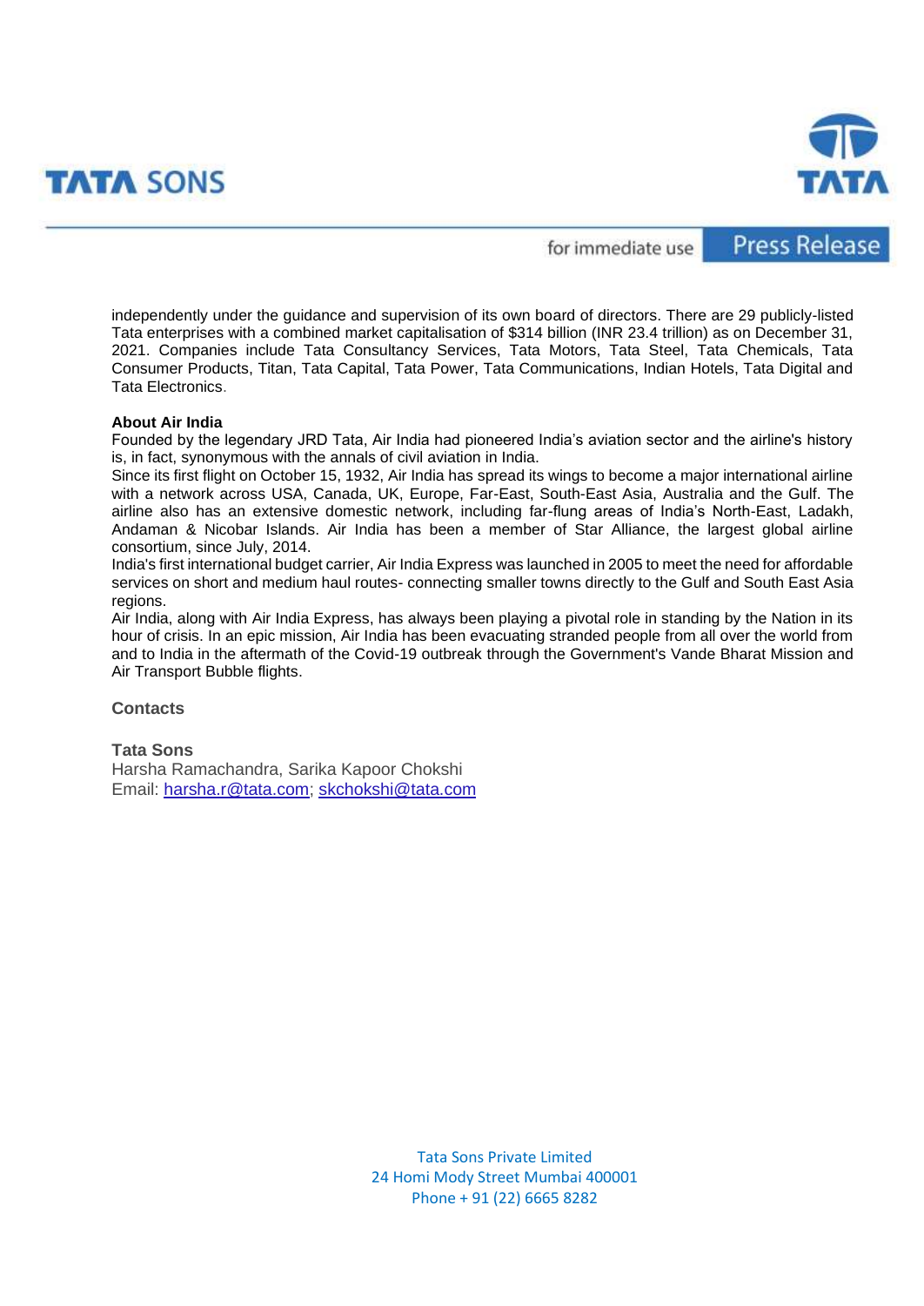independently under the guidance and supervision of its own board of directors. There are 29 publicly-listed Tata enterprises with a combined market capitalisation of $314 billion (INR 23.4 trillion) as on December 31, 2021. Companies include Tata Consultancy Services, Tata Motors, Tata Steel, Tata Chemicals, Tata Consumer Products, Titan, Tata Capital, Tata Power, Tata Communications, Indian Hotels, Tata Digital and Tata Electronics.

**About Air India**

Founded by the legendary JRD Tata, Air India had pioneered India's aviation sector and the airline's history is, in fact, synonymous with the annals of civil aviation in India.

Since its first flight on October 15, 1932, Air India has spread its wings to become a major international airline with a network across USA, Canada, UK, Europe, Far-East, South-East Asia, Australia and the Gulf. The airline also has an extensive domestic network, including far-flung areas of India's North-East, Ladakh, Andaman & Nicobar Islands. Air India has been a member of Star Alliance, the largest global airline consortium, since July, 2014.

India's first international budget carrier, Air India Express was launched in 2005 to meet the need for affordable services on short and medium haul routes- connecting smaller towns directly to the Gulf and South East Asia regions.

Air India, along with Air India Express, has always been playing a pivotal role in standing by the Nation in its hour of crisis. In an epic mission, Air India has been evacuating stranded people from all over the world from and to India in the aftermath of the Covid-19 outbreak through the Government's Vande Bharat Mission and Air Transport Bubble flights.

**Contacts**

**Tata Sons**

Harsha Ramachandra, Sarika Kapoor Chokshi

Email: harsha.r@tata.com; skchokshi@tata.com